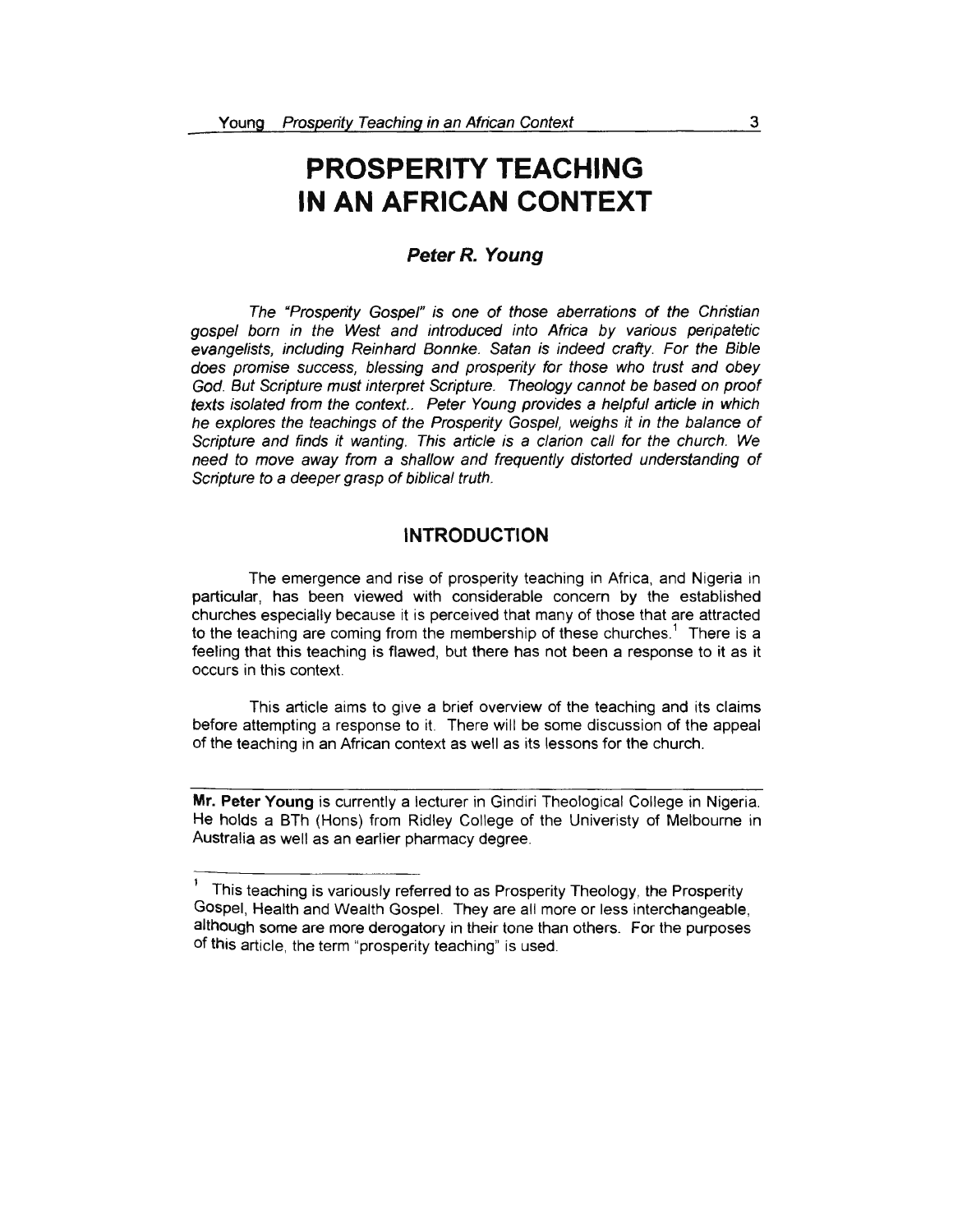# PROSPERITY TEACHING IN AN AFRICAN CONTEXT

### *Peter R. Young*

*The "Prosperity Gospel" is one of those aberrations of the Christian gospel born in the West and introduced into Africa by various peripatetic evangelists, including Reinhard Bonnke. Satan is indeed crafty. For the Bible does promise success, blessing and prosperity for those who trust and obey God. But Scripture must interpret Scripture. Theology cannot be based on proof texts isolated from the context.. Peter Young provides a helpful article in which he explores the teachings of the Prosperity Gospel, weighs it in the balance of Scripture and finds it wanting. This article is a clarion call for the church. We need to move away from a shallow and frequently distorted understanding of Scripture to a deeper grasp of biblical truth.*

## INTRODUCTION

The emergence and rise of prosperity teaching in Africa, and Nigeria in particular, has been viewed with considerable concern by the established churches especially because it is perceived that many of those that are attracted to the teaching are coming from the membership of these churches.[1] There is a feeling that this teaching is flawed, but there has not been a response to it as it occurs in this context.

This article aims to give a brief overview of the teaching and its claims before attempting a response to it. There will be some discussion of the appeal of the teaching in an African context as well as its lessons for the church.

---

**Mr. Peter Young** is currently a lecturer in Gindiri Theological College in Nigeria. He holds a BTh (Hons) from Ridley College of the Univeristy of Melbourne in Australia as well as an earlier pharmacy degree.

---

[1] This teaching is variously referred to as Prosperity Theology, the Prosperity Gospel, Health and Wealth Gospel. They are all more or less interchangeable, although some are more derogatory in their tone than others. For the purposes of this article, the term "prosperity teaching" is used.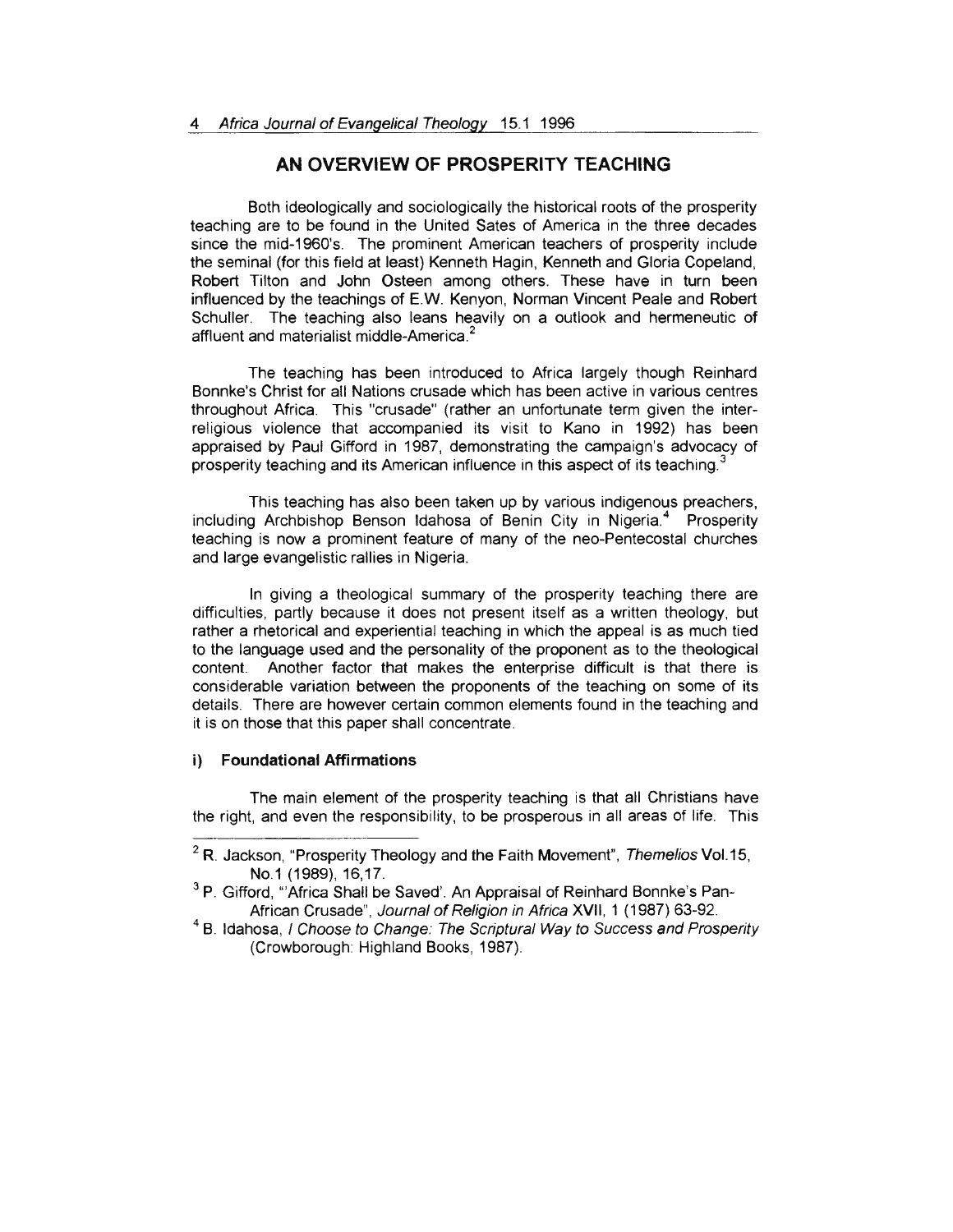## AN OVERVIEW OF PROSPERITY TEACHING

Both ideologically and sociologically the historical roots of the prosperity teaching are to be found in the United Sates of America in the three decades since the mid-1960's. The prominent American teachers of prosperity include the seminal (for this field at least) Kenneth Hagin, Kenneth and Gloria Copeland, Robert Tilton and John Osteen among others. These have in turn been influenced by the teachings of E.W. Kenyon, Norman Vincent Peale and Robert Schuller. The teaching also leans heavily on a outlook and hermeneutic of affluent and materialist middle-America.[2]

The teaching has been introduced to Africa largely though Reinhard Bonnke's Christ for all Nations crusade which has been active in various centres throughout Africa. This "crusade" (rather an unfortunate term given the inter-religious violence that accompanied its visit to Kano in 1992) has been appraised by Paul Gifford in 1987, demonstrating the campaign's advocacy of prosperity teaching and its American influence in this aspect of its teaching.[3]

This teaching has also been taken up by various indigenous preachers, including Archbishop Benson Idahosa of Benin City in Nigeria.[4] Prosperity teaching is now a prominent feature of many of the neo-Pentecostal churches and large evangelistic rallies in Nigeria.

In giving a theological summary of the prosperity teaching there are difficulties, partly because it does not present itself as a written theology, but rather a rhetorical and experiential teaching in which the appeal is as much tied to the language used and the personality of the proponent as to the theological content. Another factor that makes the enterprise difficult is that there is considerable variation between the proponents of the teaching on some of its details. There are however certain common elements found in the teaching and it is on those that this paper shall concentrate.

### i) Foundational Affirmations

The main element of the prosperity teaching is that all Christians have the right, and even the responsibility, to be prosperous in all areas of life. This

---

[2] R. Jackson, "Prosperity Theology and the Faith Movement", *Themelios* Vol.15, No.1 (1989), 16,17.

[3] P. Gifford, "'Africa Shall be Saved'. An Appraisal of Reinhard Bonnke's Pan-African Crusade", *Journal of Religion in Africa* XVII, 1 (1987) 63-92.

[4] B. Idahosa, *I Choose to Change: The Scriptural Way to Success and Prosperity* (Crowborough: Highland Books, 1987).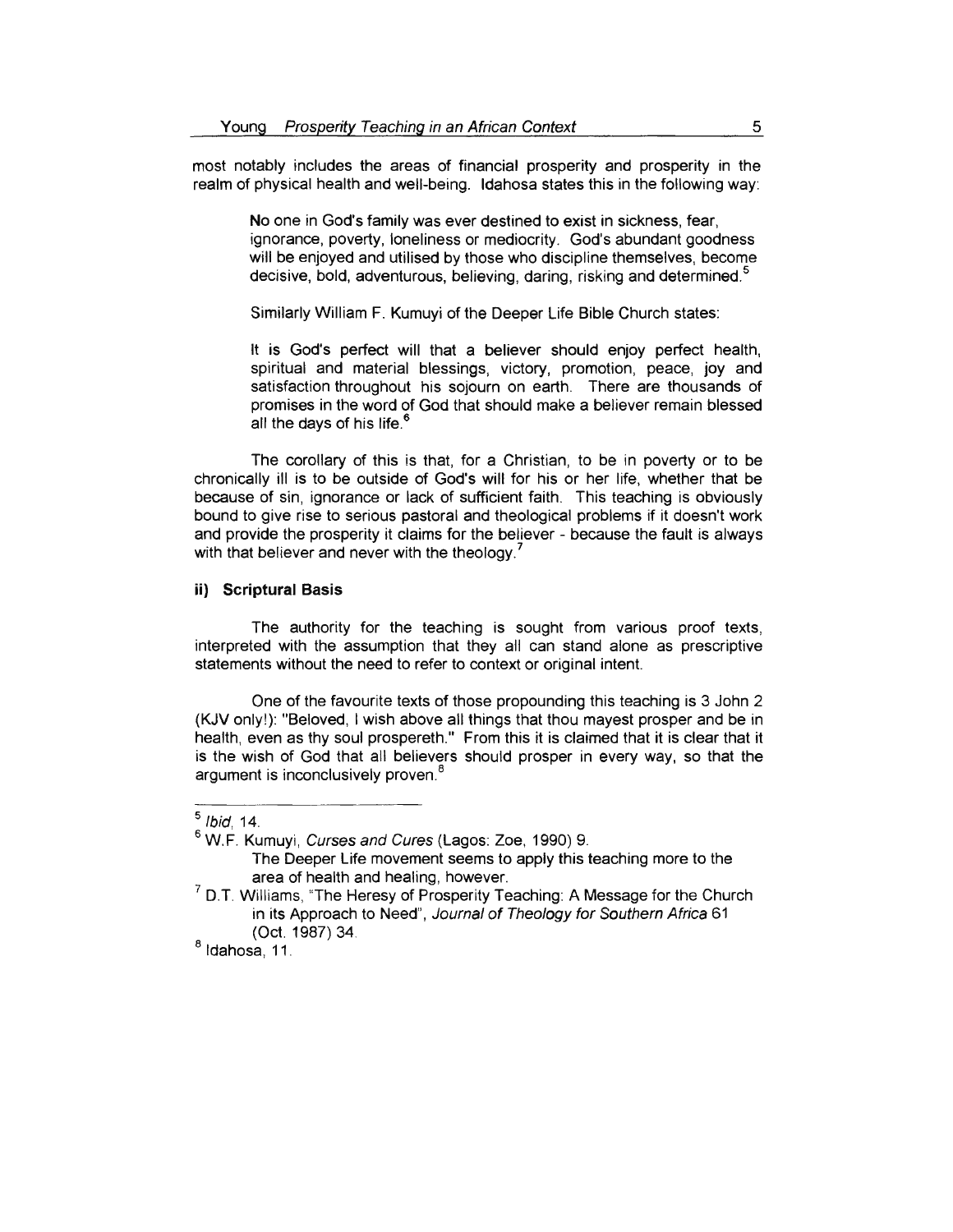most notably includes the areas of financial prosperity and prosperity in the realm of physical health and well-being. Idahosa states this in the following way:

> No one in God's family was ever destined to exist in sickness, fear, ignorance, poverty, loneliness or mediocrity. God's abundant goodness will be enjoyed and utilised by those who discipline themselves, become decisive, bold, adventurous, believing, daring, risking and determined.[5]

Similarly William F. Kumuyi of the Deeper Life Bible Church states:

> It is God's perfect will that a believer should enjoy perfect health, spiritual and material blessings, victory, promotion, peace, joy and satisfaction throughout his sojourn on earth. There are thousands of promises in the word of God that should make a believer remain blessed all the days of his life.[6]

The corollary of this is that, for a Christian, to be in poverty or to be chronically ill is to be outside of God's will for his or her life, whether that be because of sin, ignorance or lack of sufficient faith. This teaching is obviously bound to give rise to serious pastoral and theological problems if it doesn't work and provide the prosperity it claims for the believer - because the fault is always with that believer and never with the theology.[7]

### ii) Scriptural Basis

The authority for the teaching is sought from various proof texts, interpreted with the assumption that they all can stand alone as prescriptive statements without the need to refer to context or original intent.

One of the favourite texts of those propounding this teaching is 3 John 2 (KJV only!): "Beloved, I wish above all things that thou mayest prosper and be in health, even as thy soul prospereth." From this it is claimed that it is clear that it is the wish of God that all believers should prosper in every way, so that the argument is inconclusively proven.[8]

---

[5] *Ibid*, 14.

[6] W.F. Kumuyi, *Curses and Cures* (Lagos: Zoe, 1990) 9.
The Deeper Life movement seems to apply this teaching more to the area of health and healing, however.

[7] D.T. Williams, "The Heresy of Prosperity Teaching: A Message for the Church in its Approach to Need", *Journal of Theology for Southern Africa* 61 (Oct. 1987) 34.

[8] Idahosa, 11.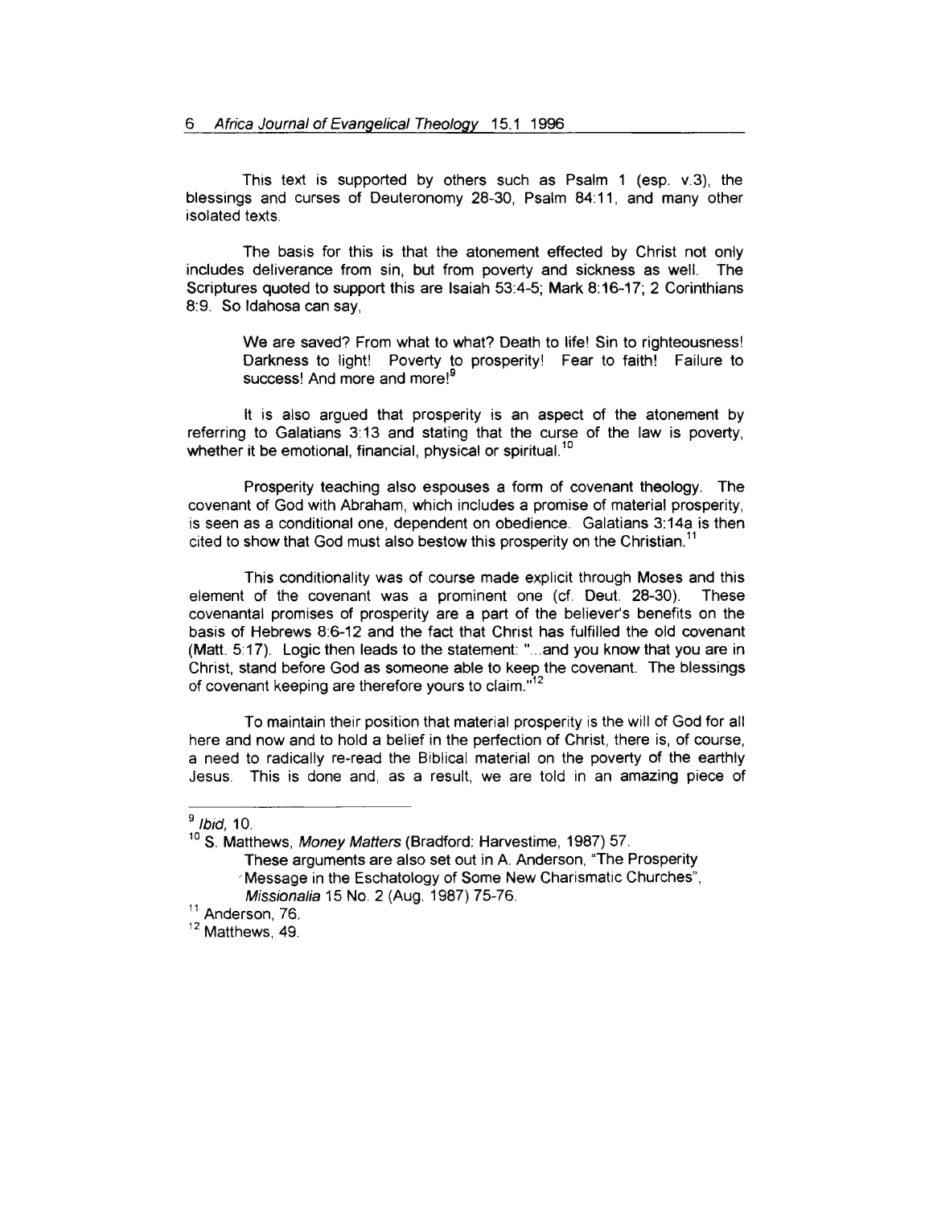This text is supported by others such as Psalm 1 (esp. v.3), the blessings and curses of Deuteronomy 28-30, Psalm 84:11, and many other isolated texts.

The basis for this is that the atonement effected by Christ not only includes deliverance from sin, but from poverty and sickness as well. The Scriptures quoted to support this are Isaiah 53:4-5; Mark 8:16-17; 2 Corinthians 8:9. So Idahosa can say,

> We are saved? From what to what? Death to life! Sin to righteousness! Darkness to light! Poverty to prosperity! Fear to faith! Failure to success! And more and more![9]

It is also argued that prosperity is an aspect of the atonement by referring to Galatians 3:13 and stating that the curse of the law is poverty, whether it be emotional, financial, physical or spiritual.[10]

Prosperity teaching also espouses a form of covenant theology. The covenant of God with Abraham, which includes a promise of material prosperity, is seen as a conditional one, dependent on obedience. Galatians 3:14a is then cited to show that God must also bestow this prosperity on the Christian.[11]

This conditionality was of course made explicit through Moses and this element of the covenant was a prominent one (cf. Deut. 28-30). These covenantal promises of prosperity are a part of the believer's benefits on the basis of Hebrews 8:6-12 and the fact that Christ has fulfilled the old covenant (Matt. 5:17). Logic then leads to the statement: "...and you know that you are in Christ, stand before God as someone able to keep the covenant. The blessings of covenant keeping are therefore yours to claim."[12]

To maintain their position that material prosperity is the will of God for all here and now and to hold a belief in the perfection of Christ, there is, of course, a need to radically re-read the Biblical material on the poverty of the earthly Jesus. This is done and, as a result, we are told in an amazing piece of

---

[9] *Ibid*, 10.

[10] S. Matthews, *Money Matters* (Bradford: Harvestime, 1987) 57. These arguments are also set out in A. Anderson, "The Prosperity Message in the Eschatology of Some New Charismatic Churches", *Missionalia* 15 No. 2 (Aug. 1987) 75-76.

[11] Anderson, 76.

[12] Matthews, 49.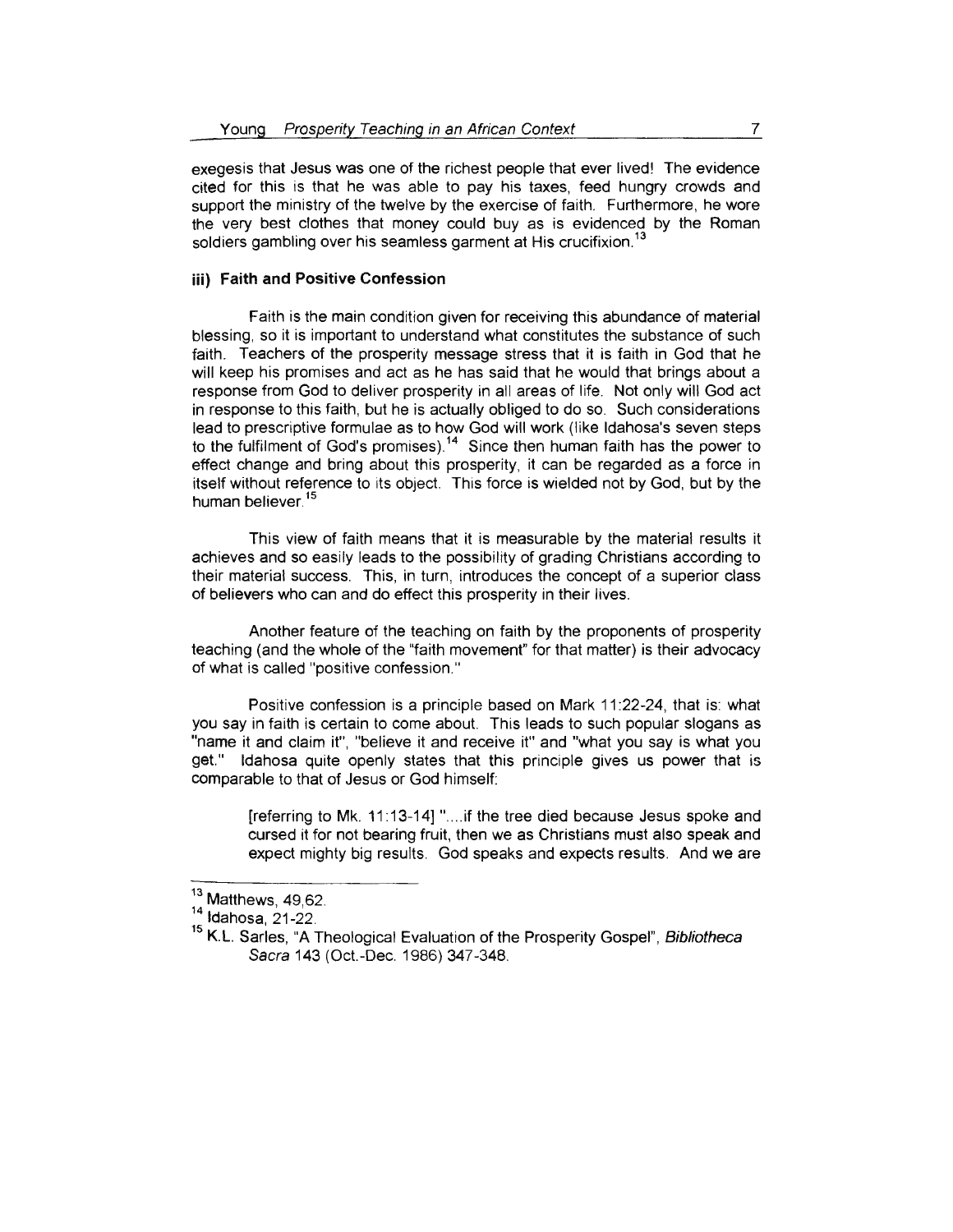exegesis that Jesus was one of the richest people that ever lived! The evidence cited for this is that he was able to pay his taxes, feed hungry crowds and support the ministry of the twelve by the exercise of faith. Furthermore, he wore the very best clothes that money could buy as is evidenced by the Roman soldiers gambling over his seamless garment at His crucifixion.[13]

### iii) Faith and Positive Confession

Faith is the main condition given for receiving this abundance of material blessing, so it is important to understand what constitutes the substance of such faith. Teachers of the prosperity message stress that it is faith in God that he will keep his promises and act as he has said that he would that brings about a response from God to deliver prosperity in all areas of life. Not only will God act in response to this faith, but he is actually obliged to do so. Such considerations lead to prescriptive formulae as to how God will work (like Idahosa's seven steps to the fulfilment of God's promises).[14] Since then human faith has the power to effect change and bring about this prosperity, it can be regarded as a force in itself without reference to its object. This force is wielded not by God, but by the human believer.[15]

This view of faith means that it is measurable by the material results it achieves and so easily leads to the possibility of grading Christians according to their material success. This, in turn, introduces the concept of a superior class of believers who can and do effect this prosperity in their lives.

Another feature of the teaching on faith by the proponents of prosperity teaching (and the whole of the "faith movement" for that matter) is their advocacy of what is called "positive confession."

Positive confession is a principle based on Mark 11:22-24, that is: what you say in faith is certain to come about. This leads to such popular slogans as "name it and claim it", "believe it and receive it" and "what you say is what you get." Idahosa quite openly states that this principle gives us power that is comparable to that of Jesus or God himself:

> [referring to Mk. 11:13-14] "....if the tree died because Jesus spoke and cursed it for not bearing fruit, then we as Christians must also speak and expect mighty big results. God speaks and expects results. And we are

---

[13] Matthews, 49,62.

[14] Idahosa, 21-22.

[15] K.L. Sarles, "A Theological Evaluation of the Prosperity Gospel", *Bibliotheca Sacra* 143 (Oct.-Dec. 1986) 347-348.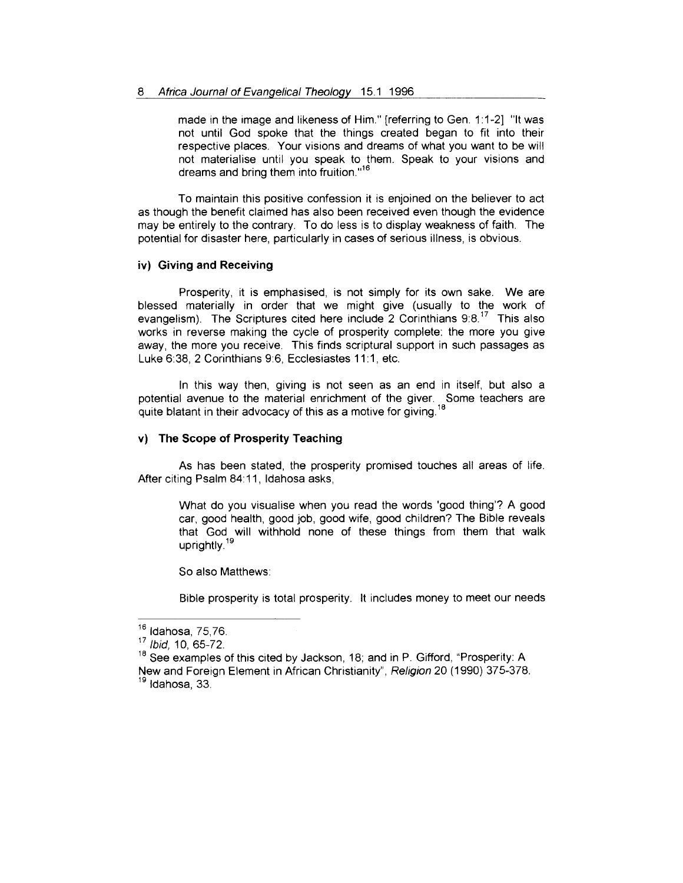> made in the image and likeness of Him." [referring to Gen. 1:1-2] "It was not until God spoke that the things created began to fit into their respective places. Your visions and dreams of what you want to be will not materialise until you speak to them. Speak to your visions and dreams and bring them into fruition."[16]

To maintain this positive confession it is enjoined on the believer to act as though the benefit claimed has also been received even though the evidence may be entirely to the contrary. To do less is to display weakness of faith. The potential for disaster here, particularly in cases of serious illness, is obvious.

#### iv) Giving and Receiving

Prosperity, it is emphasised, is not simply for its own sake. We are blessed materially in order that we might give (usually to the work of evangelism). The Scriptures cited here include 2 Corinthians 9:8.[17] This also works in reverse making the cycle of prosperity complete: the more you give away, the more you receive. This finds scriptural support in such passages as Luke 6:38, 2 Corinthians 9:6, Ecclesiastes 11:1, etc.

In this way then, giving is not seen as an end in itself, but also a potential avenue to the material enrichment of the giver. Some teachers are quite blatant in their advocacy of this as a motive for giving.[18]

#### v) The Scope of Prosperity Teaching

As has been stated, the prosperity promised touches all areas of life. After citing Psalm 84:11, Idahosa asks,

> What do you visualise when you read the words 'good thing'? A good car, good health, good job, good wife, good children? The Bible reveals that God will withhold none of these things from them that walk uprightly.[19]

So also Matthews:

> Bible prosperity is total prosperity. It includes money to meet our needs

---

[16] Idahosa, 75,76.

[17] *Ibid,* 10, 65-72.

[18] See examples of this cited by Jackson, 18; and in P. Gifford, "Prosperity: A New and Foreign Element in African Christianity", *Religion* 20 (1990) 375-378.

[19] Idahosa, 33.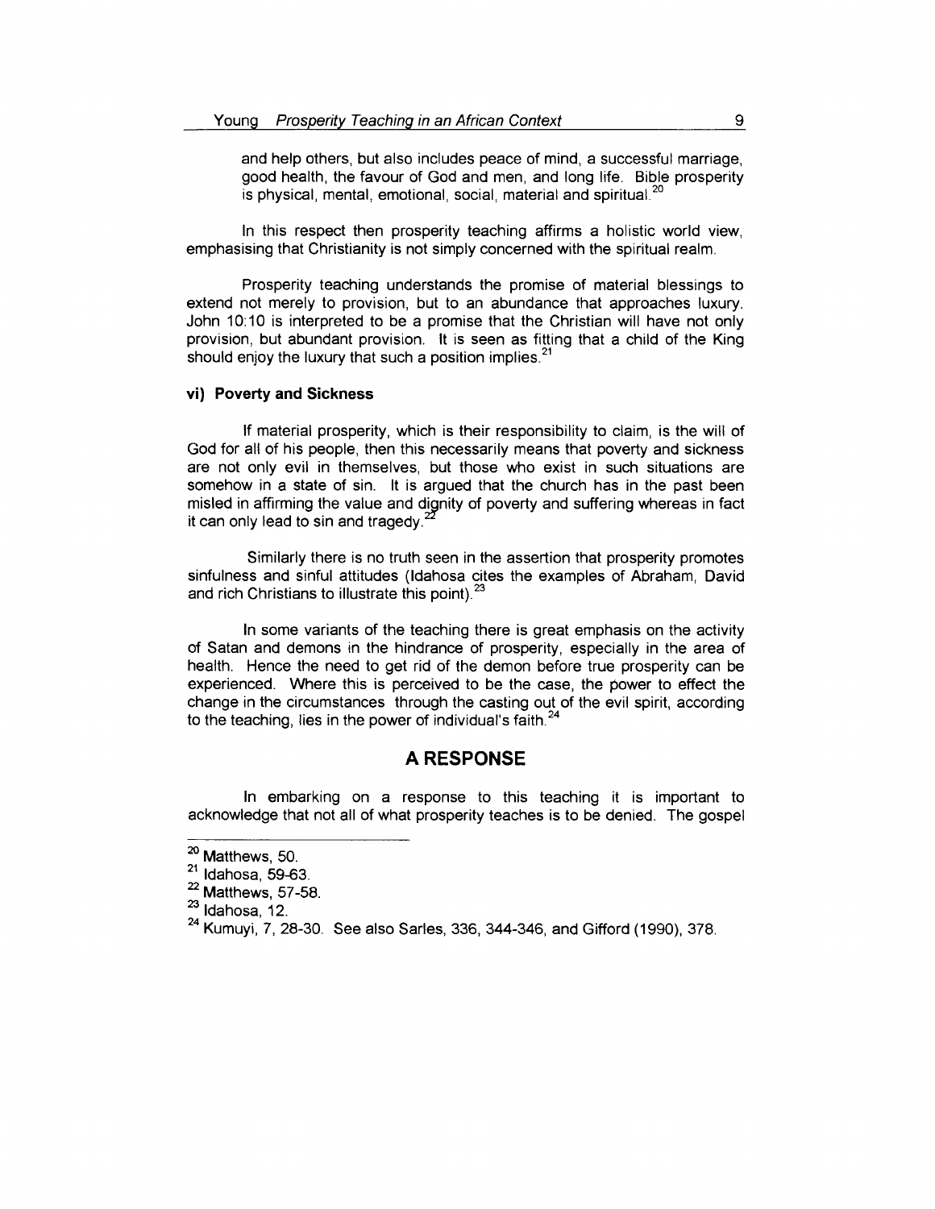and help others, but also includes peace of mind, a successful marriage, good health, the favour of God and men, and long life. Bible prosperity is physical, mental, emotional, social, material and spiritual.[20]

In this respect then prosperity teaching affirms a holistic world view, emphasising that Christianity is not simply concerned with the spiritual realm.

Prosperity teaching understands the promise of material blessings to extend not merely to provision, but to an abundance that approaches luxury. John 10:10 is interpreted to be a promise that the Christian will have not only provision, but abundant provision. It is seen as fitting that a child of the King should enjoy the luxury that such a position implies.[21]

#### vi) Poverty and Sickness

If material prosperity, which is their responsibility to claim, is the will of God for all of his people, then this necessarily means that poverty and sickness are not only evil in themselves, but those who exist in such situations are somehow in a state of sin. It is argued that the church has in the past been misled in affirming the value and dignity of poverty and suffering whereas in fact it can only lead to sin and tragedy.[22]

Similarly there is no truth seen in the assertion that prosperity promotes sinfulness and sinful attitudes (Idahosa cites the examples of Abraham, David and rich Christians to illustrate this point).[23]

In some variants of the teaching there is great emphasis on the activity of Satan and demons in the hindrance of prosperity, especially in the area of health. Hence the need to get rid of the demon before true prosperity can be experienced. Where this is perceived to be the case, the power to effect the change in the circumstances through the casting out of the evil spirit, according to the teaching, lies in the power of individual's faith.[24]

## A RESPONSE

In embarking on a response to this teaching it is important to acknowledge that not all of what prosperity teaches is to be denied. The gospel

---

[20] Matthews, 50.

[21] Idahosa, 59-63.

[22] Matthews, 57-58.

[23] Idahosa, 12.

[24] Kumuyi, 7, 28-30. See also Sarles, 336, 344-346, and Gifford (1990), 378.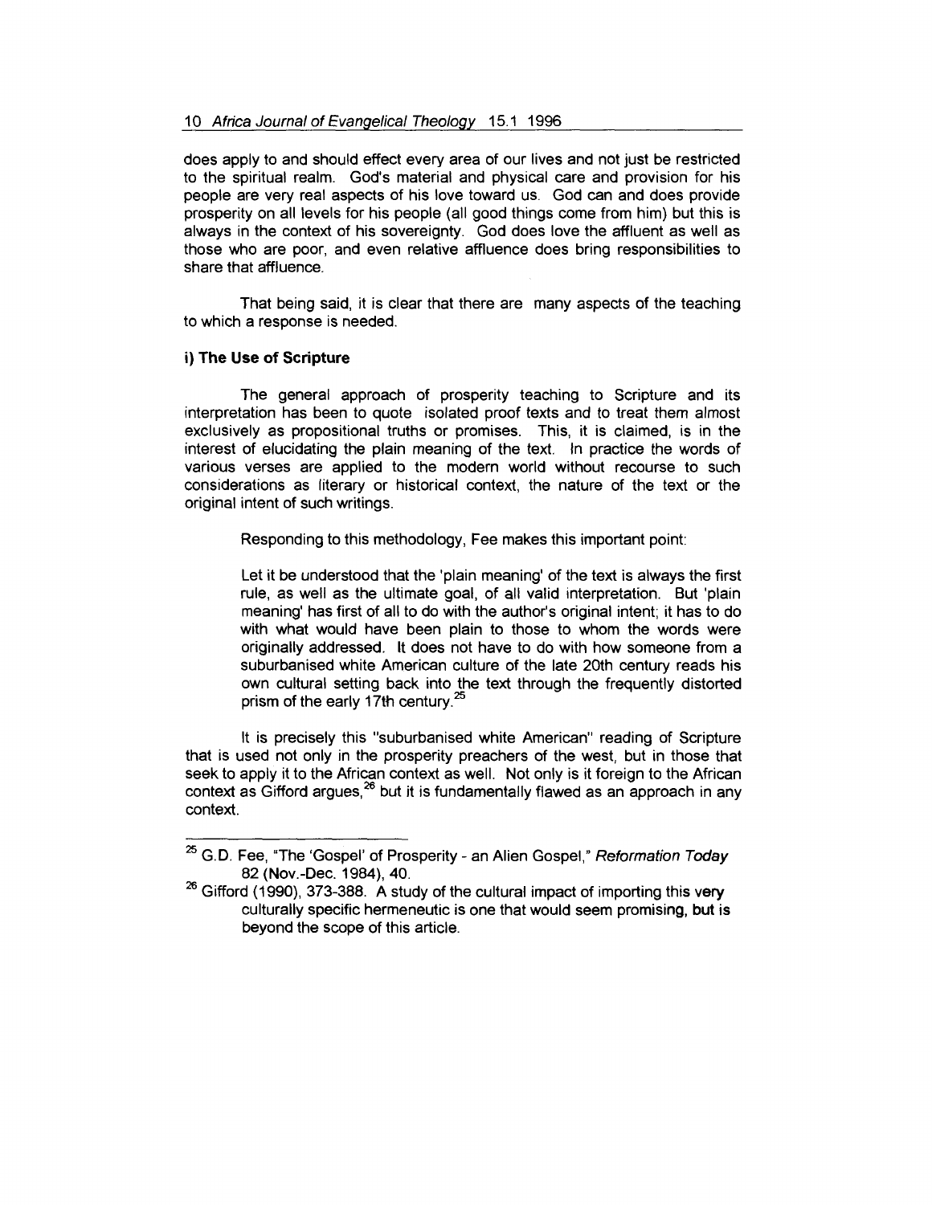does apply to and should effect every area of our lives and not just be restricted to the spiritual realm. God's material and physical care and provision for his people are very real aspects of his love toward us. God can and does provide prosperity on all levels for his people (all good things come from him) but this is always in the context of his sovereignty. God does love the affluent as well as those who are poor, and even relative affluence does bring responsibilities to share that affluence.

That being said, it is clear that there are many aspects of the teaching to which a response is needed.

**i) The Use of Scripture**

The general approach of prosperity teaching to Scripture and its interpretation has been to quote isolated proof texts and to treat them almost exclusively as propositional truths or promises. This, it is claimed, is in the interest of elucidating the plain meaning of the text. In practice the words of various verses are applied to the modern world without recourse to such considerations as literary or historical context, the nature of the text or the original intent of such writings.

Responding to this methodology, Fee makes this important point:

> Let it be understood that the 'plain meaning' of the text is always the first rule, as well as the ultimate goal, of all valid interpretation. But 'plain meaning' has first of all to do with the author's original intent; it has to do with what would have been plain to those to whom the words were originally addressed. It does not have to do with how someone from a suburbanised white American culture of the late 20th century reads his own cultural setting back into the text through the frequently distorted prism of the early 17th century.[25]

It is precisely this "suburbanised white American" reading of Scripture that is used not only in the prosperity preachers of the west, but in those that seek to apply it to the African context as well. Not only is it foreign to the African context as Gifford argues,[26] but it is fundamentally flawed as an approach in any context.

---

[25] G.D. Fee, "The 'Gospel' of Prosperity - an Alien Gospel," *Reformation Today* 82 (Nov.-Dec. 1984), 40.

[26] Gifford (1990), 373-388. A study of the cultural impact of importing this very culturally specific hermeneutic is one that would seem promising, but is beyond the scope of this article.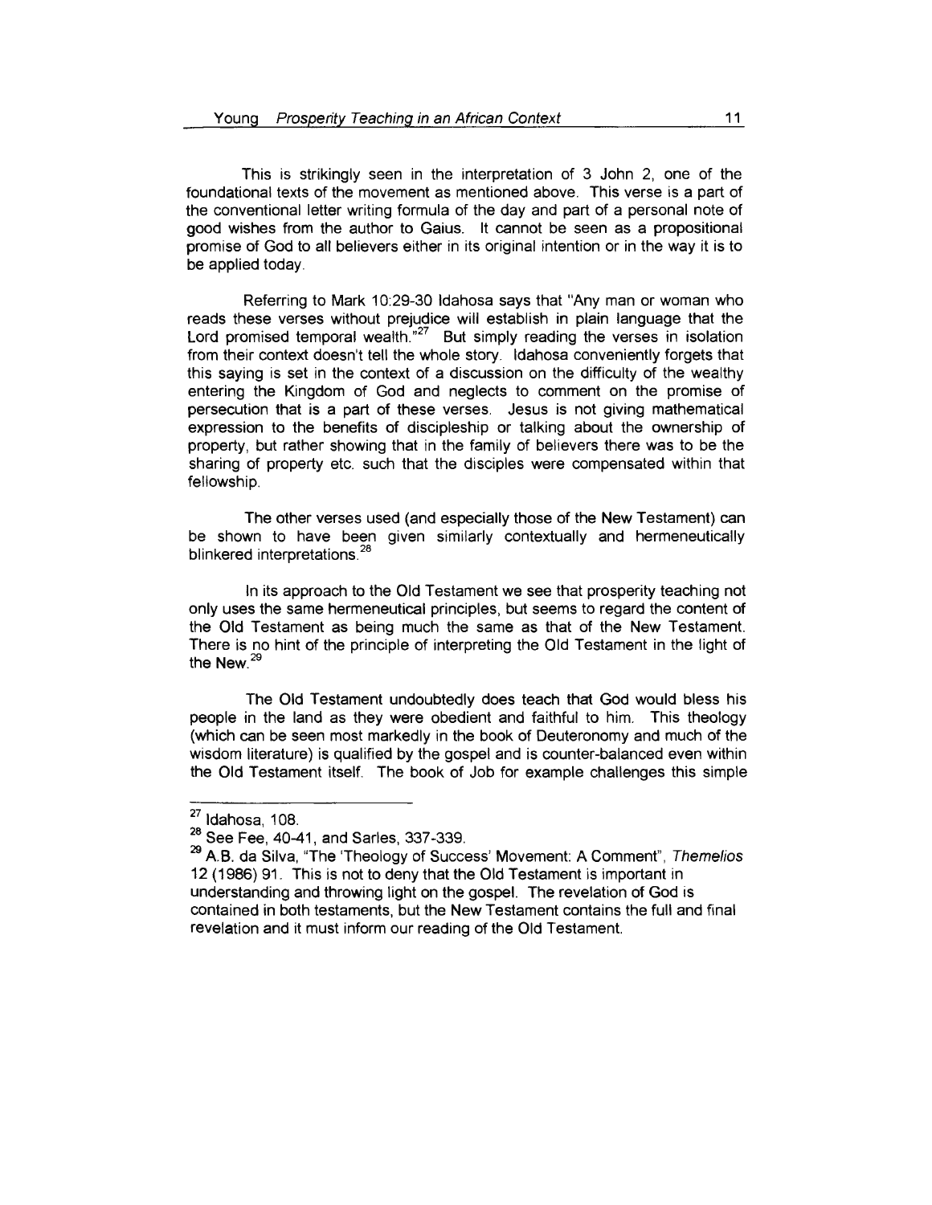This is strikingly seen in the interpretation of 3 John 2, one of the foundational texts of the movement as mentioned above. This verse is a part of the conventional letter writing formula of the day and part of a personal note of good wishes from the author to Gaius. It cannot be seen as a propositional promise of God to all believers either in its original intention or in the way it is to be applied today.

Referring to Mark 10:29-30 Idahosa says that "Any man or woman who reads these verses without prejudice will establish in plain language that the Lord promised temporal wealth."[27] But simply reading the verses in isolation from their context doesn't tell the whole story. Idahosa conveniently forgets that this saying is set in the context of a discussion on the difficulty of the wealthy entering the Kingdom of God and neglects to comment on the promise of persecution that is a part of these verses. Jesus is not giving mathematical expression to the benefits of discipleship or talking about the ownership of property, but rather showing that in the family of believers there was to be the sharing of property etc. such that the disciples were compensated within that fellowship.

The other verses used (and especially those of the New Testament) can be shown to have been given similarly contextually and hermeneutically blinkered interpretations.[28]

In its approach to the Old Testament we see that prosperity teaching not only uses the same hermeneutical principles, but seems to regard the content of the Old Testament as being much the same as that of the New Testament. There is no hint of the principle of interpreting the Old Testament in the light of the New.[29]

The Old Testament undoubtedly does teach that God would bless his people in the land as they were obedient and faithful to him. This theology (which can be seen most markedly in the book of Deuteronomy and much of the wisdom literature) is qualified by the gospel and is counter-balanced even within the Old Testament itself. The book of Job for example challenges this simple

---

[27] Idahosa, 108.

[28] See Fee, 40-41, and Sarles, 337-339.

[29] A.B. da Silva, "The 'Theology of Success' Movement: A Comment", *Themelios* 12 (1986) 91. This is not to deny that the Old Testament is important in understanding and throwing light on the gospel. The revelation of God is contained in both testaments, but the New Testament contains the full and final revelation and it must inform our reading of the Old Testament.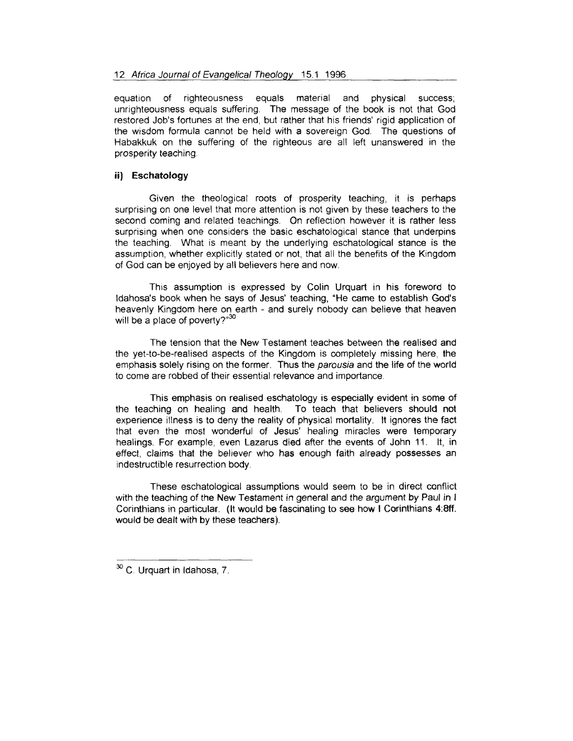equation of righteousness equals material and physical success; unrighteousness equals suffering. The message of the book is not that God restored Job's fortunes at the end, but rather that his friends' rigid application of the wisdom formula cannot be held with a sovereign God. The questions of Habakkuk on the suffering of the righteous are all left unanswered in the prosperity teaching.

### ii) Eschatology

Given the theological roots of prosperity teaching, it is perhaps surprising on one level that more attention is not given by these teachers to the second coming and related teachings. On reflection however it is rather less surprising when one considers the basic eschatological stance that underpins the teaching. What is meant by the underlying eschatological stance is the assumption, whether explicitly stated or not, that all the benefits of the Kingdom of God can be enjoyed by all believers here and now.

This assumption is expressed by Colin Urquart in his foreword to Idahosa's book when he says of Jesus' teaching, "He came to establish God's heavenly Kingdom here on earth - and surely nobody can believe that heaven will be a place of poverty?"[30]

The tension that the New Testament teaches between the realised and the yet-to-be-realised aspects of the Kingdom is completely missing here, the emphasis solely rising on the former. Thus the *parousia* and the life of the world to come are robbed of their essential relevance and importance.

This emphasis on realised eschatology is especially evident in some of the teaching on healing and health. To teach that believers should not experience illness is to deny the reality of physical mortality. It ignores the fact that even the most wonderful of Jesus' healing miracles were temporary healings. For example, even Lazarus died after the events of John 11. It, in effect, claims that the believer who has enough faith already possesses an indestructible resurrection body.

These eschatological assumptions would seem to be in direct conflict with the teaching of the New Testament in general and the argument by Paul in I Corinthians in particular. (It would be fascinating to see how I Corinthians 4:8ff. would be dealt with by these teachers).

---

[30] C. Urquart in Idahosa, 7.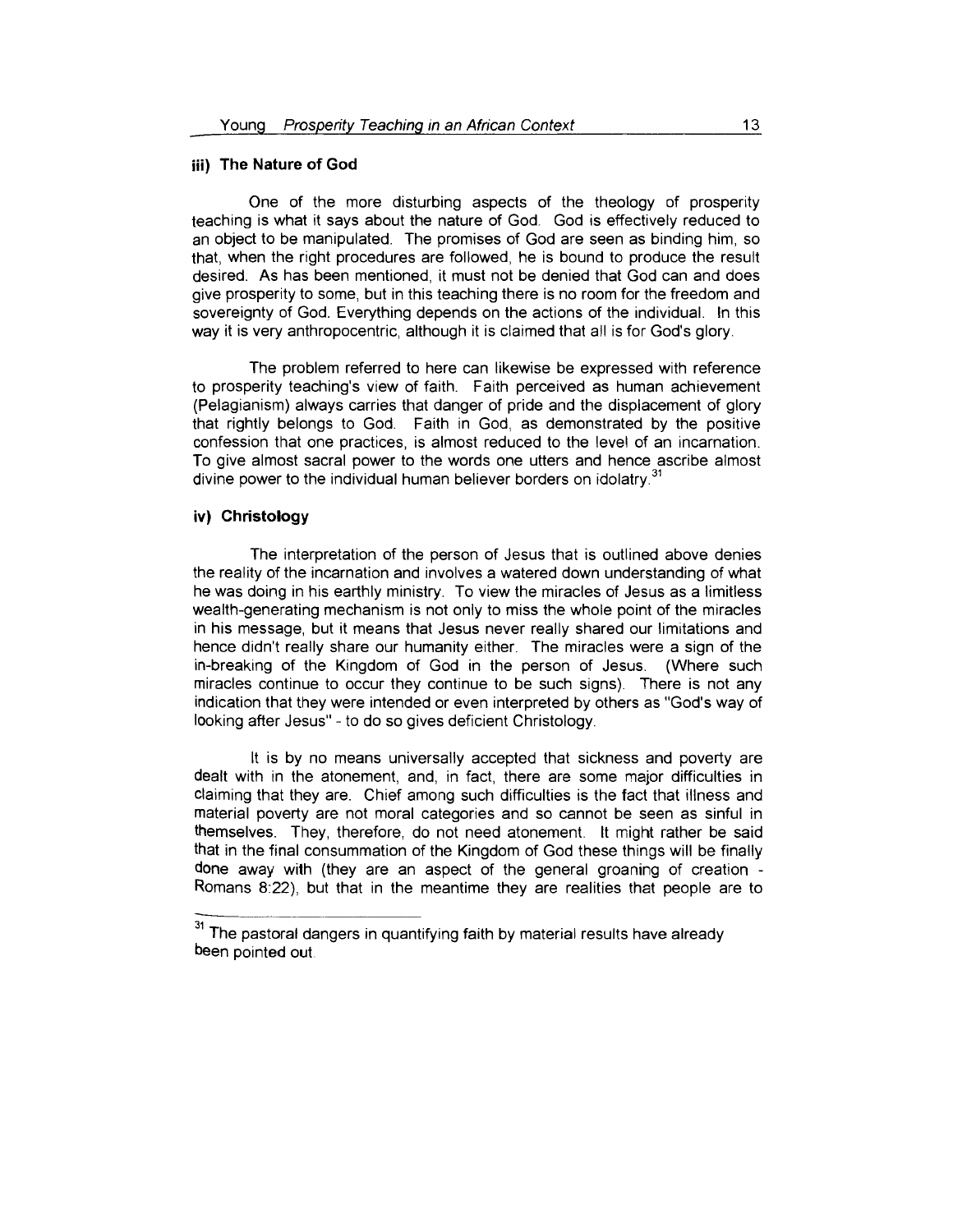### iii) The Nature of God

One of the more disturbing aspects of the theology of prosperity teaching is what it says about the nature of God. God is effectively reduced to an object to be manipulated. The promises of God are seen as binding him, so that, when the right procedures are followed, he is bound to produce the result desired. As has been mentioned, it must not be denied that God can and does give prosperity to some, but in this teaching there is no room for the freedom and sovereignty of God. Everything depends on the actions of the individual. In this way it is very anthropocentric, although it is claimed that all is for God's glory.

The problem referred to here can likewise be expressed with reference to prosperity teaching's view of faith. Faith perceived as human achievement (Pelagianism) always carries that danger of pride and the displacement of glory that rightly belongs to God. Faith in God, as demonstrated by the positive confession that one practices, is almost reduced to the level of an incarnation. To give almost sacral power to the words one utters and hence ascribe almost divine power to the individual human believer borders on idolatry.[31]

### iv) Christology

The interpretation of the person of Jesus that is outlined above denies the reality of the incarnation and involves a watered down understanding of what he was doing in his earthly ministry. To view the miracles of Jesus as a limitless wealth-generating mechanism is not only to miss the whole point of the miracles in his message, but it means that Jesus never really shared our limitations and hence didn't really share our humanity either. The miracles were a sign of the in-breaking of the Kingdom of God in the person of Jesus. (Where such miracles continue to occur they continue to be such signs). There is not any indication that they were intended or even interpreted by others as "God's way of looking after Jesus" - to do so gives deficient Christology.

It is by no means universally accepted that sickness and poverty are dealt with in the atonement, and, in fact, there are some major difficulties in claiming that they are. Chief among such difficulties is the fact that illness and material poverty are not moral categories and so cannot be seen as sinful in themselves. They, therefore, do not need atonement. It might rather be said that in the final consummation of the Kingdom of God these things will be finally done away with (they are an aspect of the general groaning of creation - Romans 8:22), but that in the meantime they are realities that people are to

[31] The pastoral dangers in quantifying faith by material results have already been pointed out.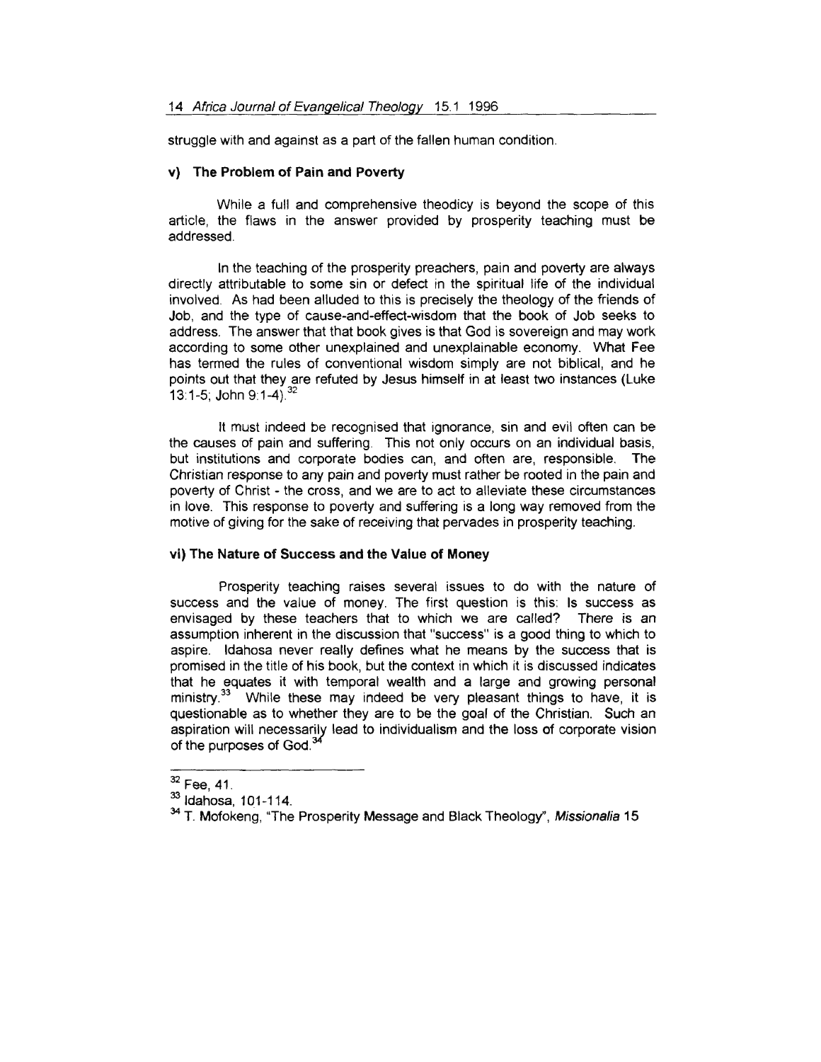struggle with and against as a part of the fallen human condition.

### v) The Problem of Pain and Poverty

While a full and comprehensive theodicy is beyond the scope of this article, the flaws in the answer provided by prosperity teaching must be addressed.

In the teaching of the prosperity preachers, pain and poverty are always directly attributable to some sin or defect in the spiritual life of the individual involved. As had been alluded to this is precisely the theology of the friends of Job, and the type of cause-and-effect-wisdom that the book of Job seeks to address. The answer that that book gives is that God is sovereign and may work according to some other unexplained and unexplainable economy. What Fee has termed the rules of conventional wisdom simply are not biblical, and he points out that they are refuted by Jesus himself in at least two instances (Luke 13:1-5; John 9:1-4).[32]

It must indeed be recognised that ignorance, sin and evil often can be the causes of pain and suffering. This not only occurs on an individual basis, but institutions and corporate bodies can, and often are, responsible. The Christian response to any pain and poverty must rather be rooted in the pain and poverty of Christ - the cross, and we are to act to alleviate these circumstances in love. This response to poverty and suffering is a long way removed from the motive of giving for the sake of receiving that pervades in prosperity teaching.

### vi) The Nature of Success and the Value of Money

Prosperity teaching raises several issues to do with the nature of success and the value of money. The first question is this: Is success as envisaged by these teachers that to which we are called? There is an assumption inherent in the discussion that "success" is a good thing to which to aspire. Idahosa never really defines what he means by the success that is promised in the title of his book, but the context in which it is discussed indicates that he equates it with temporal wealth and a large and growing personal ministry.[33] While these may indeed be very pleasant things to have, it is questionable as to whether they are to be the goal of the Christian. Such an aspiration will necessarily lead to individualism and the loss of corporate vision of the purposes of God.[34]

---

[32] Fee, 41.

[33] Idahosa, 101-114.

[34] T. Mofokeng, "The Prosperity Message and Black Theology", *Missionalia* 15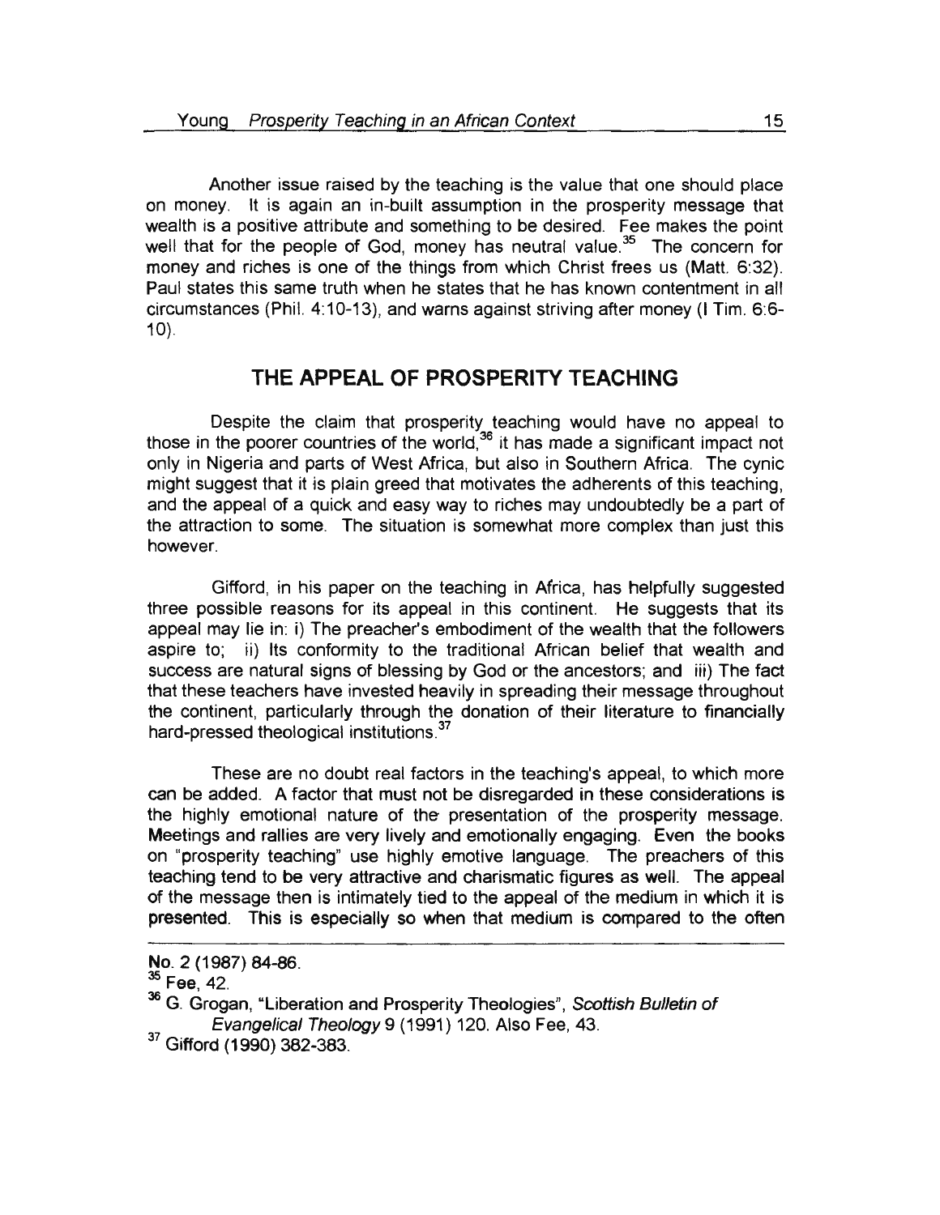Another issue raised by the teaching is the value that one should place on money. It is again an in-built assumption in the prosperity message that wealth is a positive attribute and something to be desired. Fee makes the point well that for the people of God, money has neutral value.[35] The concern for money and riches is one of the things from which Christ frees us (Matt. 6:32). Paul states this same truth when he states that he has known contentment in all circumstances (Phil. 4:10-13), and warns against striving after money (I Tim. 6:6-10).

## THE APPEAL OF PROSPERITY TEACHING

Despite the claim that prosperity teaching would have no appeal to those in the poorer countries of the world,[36] it has made a significant impact not only in Nigeria and parts of West Africa, but also in Southern Africa. The cynic might suggest that it is plain greed that motivates the adherents of this teaching, and the appeal of a quick and easy way to riches may undoubtedly be a part of the attraction to some. The situation is somewhat more complex than just this however.

Gifford, in his paper on the teaching in Africa, has helpfully suggested three possible reasons for its appeal in this continent. He suggests that its appeal may lie in: i) The preacher's embodiment of the wealth that the followers aspire to; ii) Its conformity to the traditional African belief that wealth and success are natural signs of blessing by God or the ancestors; and iii) The fact that these teachers have invested heavily in spreading their message throughout the continent, particularly through the donation of their literature to financially hard-pressed theological institutions.[37]

These are no doubt real factors in the teaching's appeal, to which more can be added. A factor that must not be disregarded in these considerations is the highly emotional nature of the presentation of the prosperity message. Meetings and rallies are very lively and emotionally engaging. Even the books on "prosperity teaching" use highly emotive language. The preachers of this teaching tend to be very attractive and charismatic figures as well. The appeal of the message then is intimately tied to the appeal of the medium in which it is presented. This is especially so when that medium is compared to the often

---

No. 2 (1987) 84-86.

[35] Fee, 42.

[36] G. Grogan, "Liberation and Prosperity Theologies", *Scottish Bulletin of Evangelical Theology* 9 (1991) 120. Also Fee, 43.

[37] Gifford (1990) 382-383.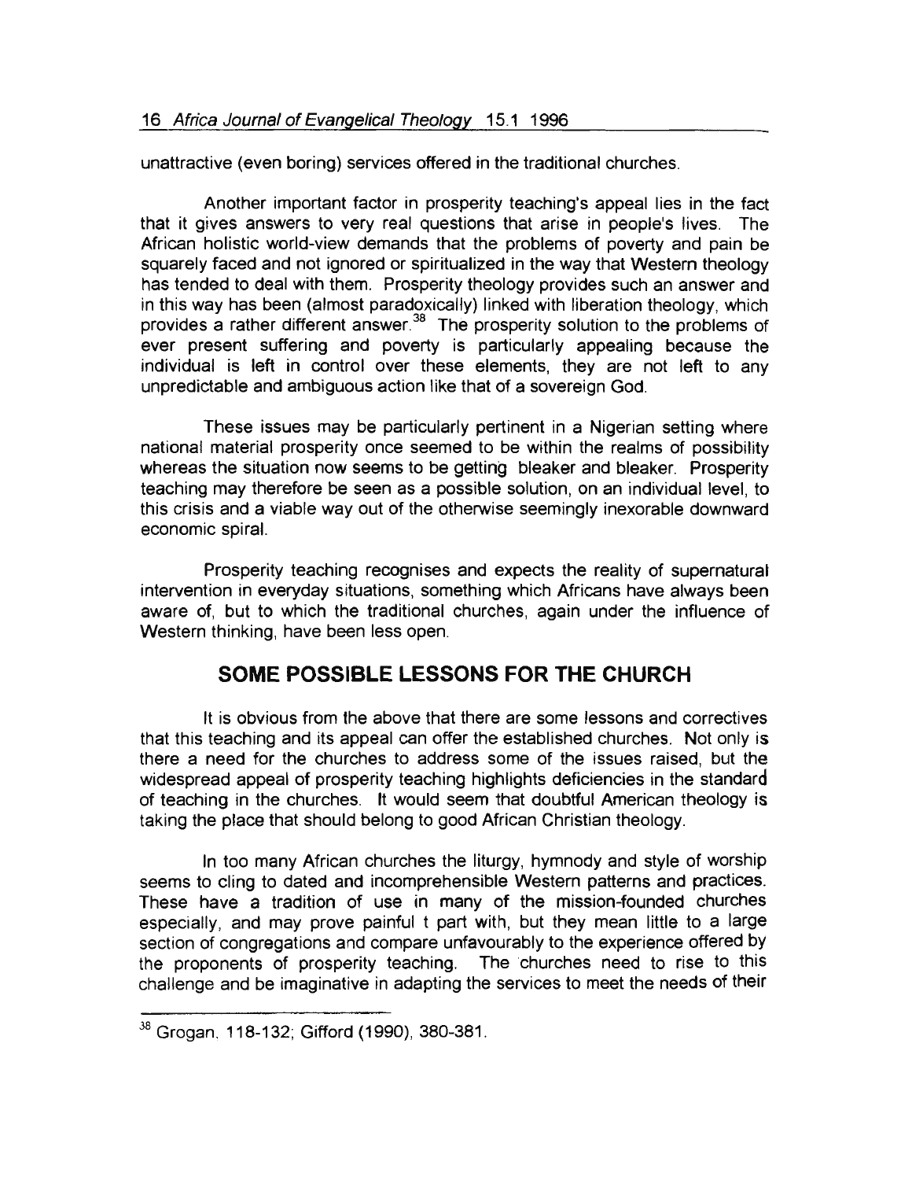unattractive (even boring) services offered in the traditional churches.

Another important factor in prosperity teaching's appeal lies in the fact that it gives answers to very real questions that arise in people's lives. The African holistic world-view demands that the problems of poverty and pain be squarely faced and not ignored or spiritualized in the way that Western theology has tended to deal with them. Prosperity theology provides such an answer and in this way has been (almost paradoxically) linked with liberation theology, which provides a rather different answer.[38] The prosperity solution to the problems of ever present suffering and poverty is particularly appealing because the individual is left in control over these elements, they are not left to any unpredictable and ambiguous action like that of a sovereign God.

These issues may be particularly pertinent in a Nigerian setting where national material prosperity once seemed to be within the realms of possibility whereas the situation now seems to be getting bleaker and bleaker. Prosperity teaching may therefore be seen as a possible solution, on an individual level, to this crisis and a viable way out of the otherwise seemingly inexorable downward economic spiral.

Prosperity teaching recognises and expects the reality of supernatural intervention in everyday situations, something which Africans have always been aware of, but to which the traditional churches, again under the influence of Western thinking, have been less open.

## SOME POSSIBLE LESSONS FOR THE CHURCH

It is obvious from the above that there are some lessons and correctives that this teaching and its appeal can offer the established churches. Not only is there a need for the churches to address some of the issues raised, but the widespread appeal of prosperity teaching highlights deficiencies in the standard of teaching in the churches. It would seem that doubtful American theology is taking the place that should belong to good African Christian theology.

In too many African churches the liturgy, hymnody and style of worship seems to cling to dated and incomprehensible Western patterns and practices. These have a tradition of use in many of the mission-founded churches especially, and may prove painful t part with, but they mean little to a large section of congregations and compare unfavourably to the experience offered by the proponents of prosperity teaching. The churches need to rise to this challenge and be imaginative in adapting the services to meet the needs of their

---

[38] Grogan, 118-132; Gifford (1990), 380-381.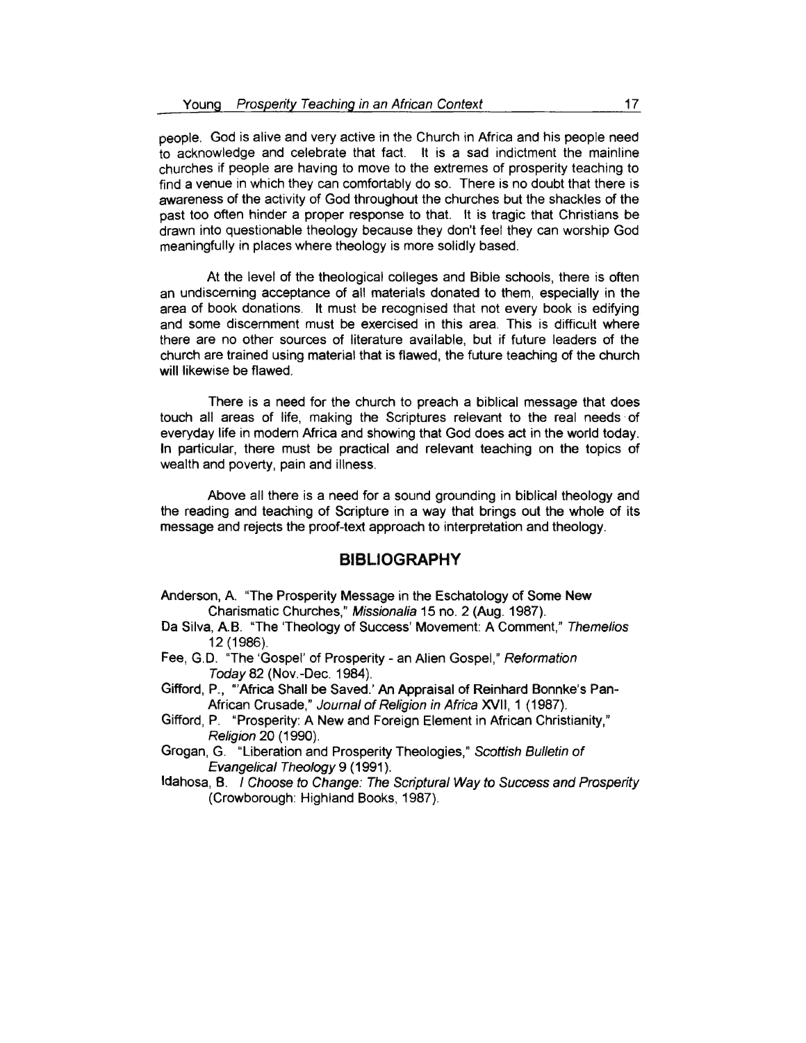people. God is alive and very active in the Church in Africa and his people need to acknowledge and celebrate that fact. It is a sad indictment the mainline churches if people are having to move to the extremes of prosperity teaching to find a venue in which they can comfortably do so. There is no doubt that there is awareness of the activity of God throughout the churches but the shackles of the past too often hinder a proper response to that. It is tragic that Christians be drawn into questionable theology because they don't feel they can worship God meaningfully in places where theology is more solidly based.

At the level of the theological colleges and Bible schools, there is often an undiscerning acceptance of all materials donated to them, especially in the area of book donations. It must be recognised that not every book is edifying and some discernment must be exercised in this area. This is difficult where there are no other sources of literature available, but if future leaders of the church are trained using material that is flawed, the future teaching of the church will likewise be flawed.

There is a need for the church to preach a biblical message that does touch all areas of life, making the Scriptures relevant to the real needs of everyday life in modern Africa and showing that God does act in the world today. In particular, there must be practical and relevant teaching on the topics of wealth and poverty, pain and illness.

Above all there is a need for a sound grounding in biblical theology and the reading and teaching of Scripture in a way that brings out the whole of its message and rejects the proof-text approach to interpretation and theology.

## BIBLIOGRAPHY

Anderson, A. "The Prosperity Message in the Eschatology of Some New Charismatic Churches," *Missionalia* 15 no. 2 (Aug. 1987).

Da Silva, A.B. "The 'Theology of Success' Movement: A Comment," *Themelios* 12 (1986).

Fee, G.D. "The 'Gospel' of Prosperity - an Alien Gospel," *Reformation Today* 82 (Nov.-Dec. 1984).

Gifford, P., "'Africa Shall be Saved.' An Appraisal of Reinhard Bonnke's Pan-African Crusade," *Journal of Religion in Africa* XVII, 1 (1987).

Gifford, P. "Prosperity: A New and Foreign Element in African Christianity," *Religion* 20 (1990).

Grogan, G. "Liberation and Prosperity Theologies," *Scottish Bulletin of Evangelical Theology* 9 (1991).

Idahosa, B. *I Choose to Change: The Scriptural Way to Success and Prosperity* (Crowborough: Highland Books, 1987).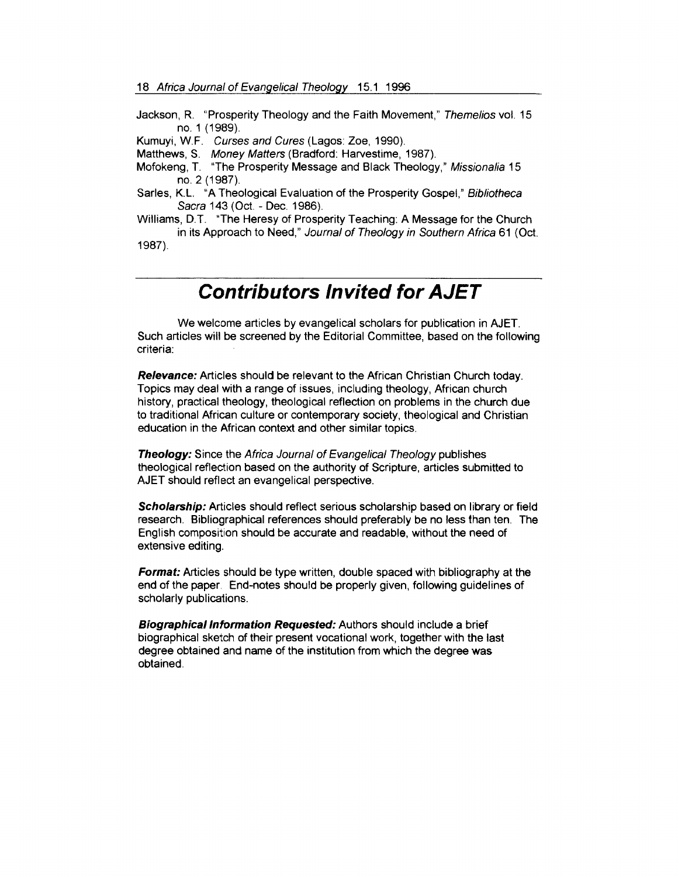Jackson, R. "Prosperity Theology and the Faith Movement," *Themelios* vol. 15 no. 1 (1989).

Kumuyi, W.F. *Curses and Cures* (Lagos: Zoe, 1990).

Matthews, S. *Money Matters* (Bradford: Harvestime, 1987).

Mofokeng, T. "The Prosperity Message and Black Theology," *Missionalia* 15 no. 2 (1987).

Sarles, K.L. "A Theological Evaluation of the Prosperity Gospel," *Bibliotheca Sacra* 143 (Oct. - Dec. 1986).

Williams, D.T. "The Heresy of Prosperity Teaching: A Message for the Church in its Approach to Need," *Journal of Theology in Southern Africa* 61 (Oct. 1987).

---

## *Contributors Invited for AJET*

We welcome articles by evangelical scholars for publication in AJET. Such articles will be screened by the Editorial Committee, based on the following criteria:

***Relevance:*** Articles should be relevant to the African Christian Church today. Topics may deal with a range of issues, including theology, African church history, practical theology, theological reflection on problems in the church due to traditional African culture or contemporary society, theological and Christian education in the African context and other similar topics.

***Theology:*** Since the *Africa Journal of Evangelical Theology* publishes theological reflection based on the authority of Scripture, articles submitted to AJET should reflect an evangelical perspective.

***Scholarship:*** Articles should reflect serious scholarship based on library or field research. Bibliographical references should preferably be no less than ten. The English composition should be accurate and readable, without the need of extensive editing.

***Format:*** Articles should be type written, double spaced with bibliography at the end of the paper. End-notes should be properly given, following guidelines of scholarly publications.

***Biographical Information Requested:*** Authors should include a brief biographical sketch of their present vocational work, together with the last degree obtained and name of the institution from which the degree was obtained.